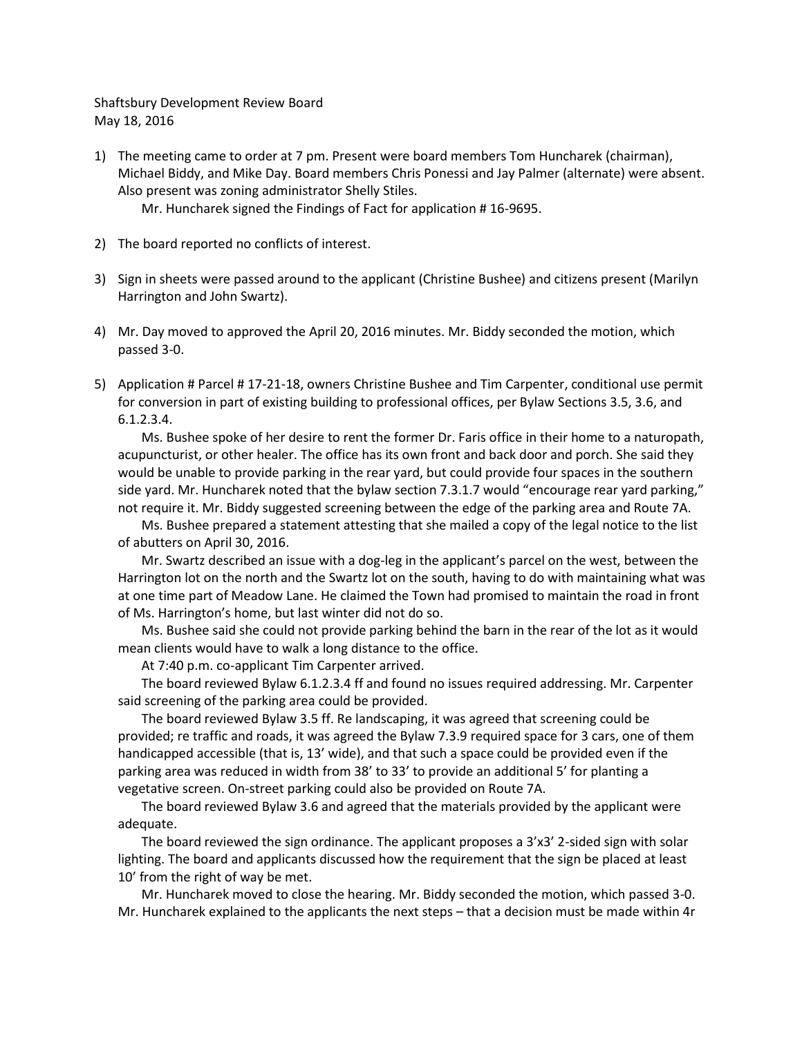Shaftsbury Development Review Board
May 18, 2016

1) The meeting came to order at 7 pm. Present were board members Tom Huncharek (chairman), Michael Biddy, and Mike Day. Board members Chris Ponessi and Jay Palmer (alternate) were absent. Also present was zoning administrator Shelly Stiles.

   Mr. Huncharek signed the Findings of Fact for application # 16-9695.

2) The board reported no conflicts of interest.

3) Sign in sheets were passed around to the applicant (Christine Bushee) and citizens present (Marilyn Harrington and John Swartz).

4) Mr. Day moved to approved the April 20, 2016 minutes. Mr. Biddy seconded the motion, which passed 3-0.

5) Application # Parcel # 17-21-18, owners Christine Bushee and Tim Carpenter, conditional use permit for conversion in part of existing building to professional offices, per Bylaw Sections 3.5, 3.6, and 6.1.2.3.4.

   Ms. Bushee spoke of her desire to rent the former Dr. Faris office in their home to a naturopath, acupuncturist, or other healer. The office has its own front and back door and porch. She said they would be unable to provide parking in the rear yard, but could provide four spaces in the southern side yard. Mr. Huncharek noted that the bylaw section 7.3.1.7 would "encourage rear yard parking," not require it. Mr. Biddy suggested screening between the edge of the parking area and Route 7A.

   Ms. Bushee prepared a statement attesting that she mailed a copy of the legal notice to the list of abutters on April 30, 2016.

   Mr. Swartz described an issue with a dog-leg in the applicant's parcel on the west, between the Harrington lot on the north and the Swartz lot on the south, having to do with maintaining what was at one time part of Meadow Lane. He claimed the Town had promised to maintain the road in front of Ms. Harrington's home, but last winter did not do so.

   Ms. Bushee said she could not provide parking behind the barn in the rear of the lot as it would mean clients would have to walk a long distance to the office.

   At 7:40 p.m. co-applicant Tim Carpenter arrived.

   The board reviewed Bylaw 6.1.2.3.4 ff and found no issues required addressing. Mr. Carpenter said screening of the parking area could be provided.

   The board reviewed Bylaw 3.5 ff. Re landscaping, it was agreed that screening could be provided; re traffic and roads, it was agreed the Bylaw 7.3.9 required space for 3 cars, one of them handicapped accessible (that is, 13' wide), and that such a space could be provided even if the parking area was reduced in width from 38' to 33' to provide an additional 5' for planting a vegetative screen. On-street parking could also be provided on Route 7A.

   The board reviewed Bylaw 3.6 and agreed that the materials provided by the applicant were adequate.

   The board reviewed the sign ordinance. The applicant proposes a 3'x3' 2-sided sign with solar lighting. The board and applicants discussed how the requirement that the sign be placed at least 10' from the right of way be met.

   Mr. Huncharek moved to close the hearing. Mr. Biddy seconded the motion, which passed 3-0. Mr. Huncharek explained to the applicants the next steps – that a decision must be made within 4r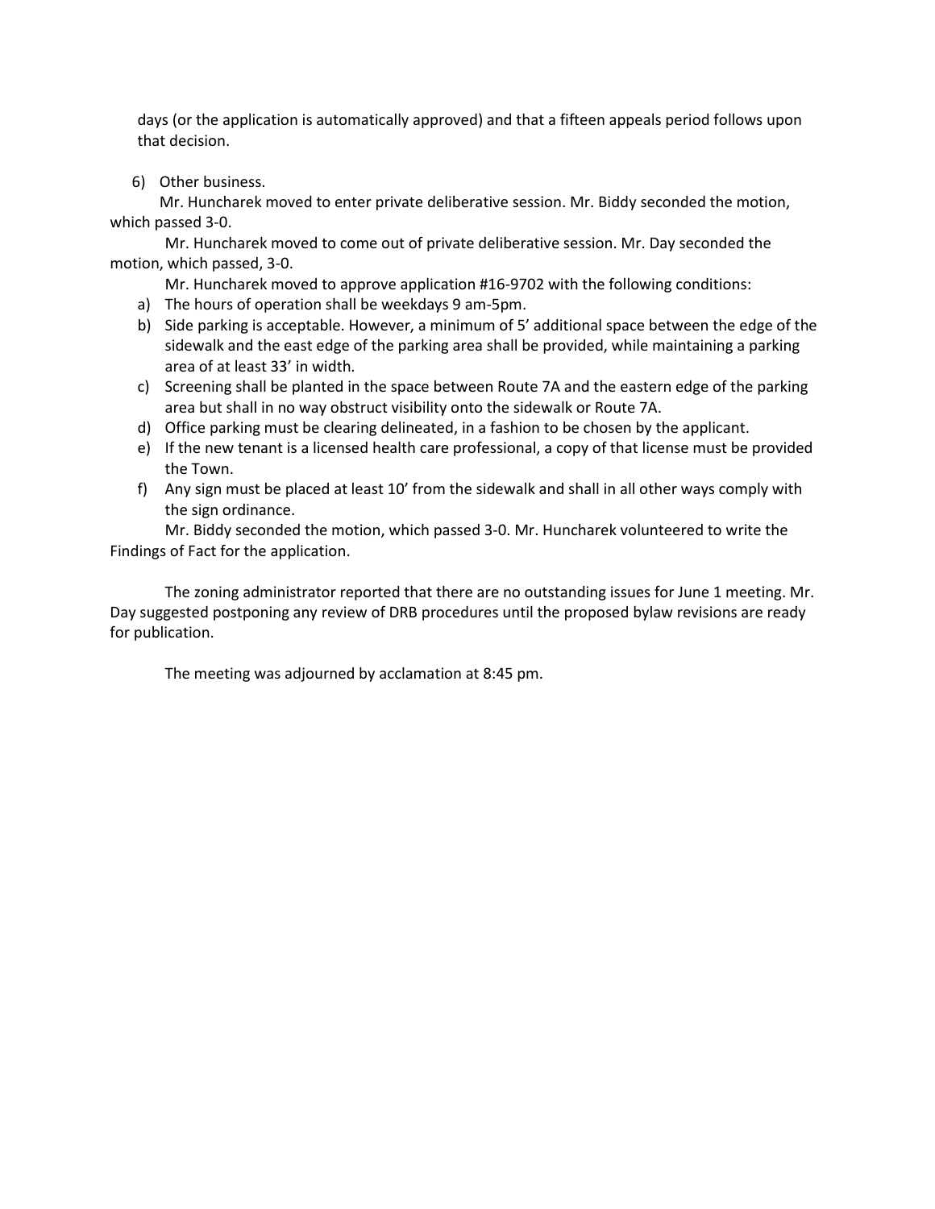days (or the application is automatically approved) and that a fifteen appeals period follows upon that decision.

6) Other business.

Mr. Huncharek moved to enter private deliberative session. Mr. Biddy seconded the motion, which passed 3-0.

Mr. Huncharek moved to come out of private deliberative session. Mr. Day seconded the motion, which passed, 3-0.

Mr. Huncharek moved to approve application #16-9702 with the following conditions:

a) The hours of operation shall be weekdays 9 am-5pm.
b) Side parking is acceptable. However, a minimum of 5' additional space between the edge of the sidewalk and the east edge of the parking area shall be provided, while maintaining a parking area of at least 33' in width.
c) Screening shall be planted in the space between Route 7A and the eastern edge of the parking area but shall in no way obstruct visibility onto the sidewalk or Route 7A.
d) Office parking must be clearing delineated, in a fashion to be chosen by the applicant.
e) If the new tenant is a licensed health care professional, a copy of that license must be provided the Town.
f) Any sign must be placed at least 10' from the sidewalk and shall in all other ways comply with the sign ordinance.

Mr. Biddy seconded the motion, which passed 3-0. Mr. Huncharek volunteered to write the Findings of Fact for the application.

The zoning administrator reported that there are no outstanding issues for June 1 meeting. Mr. Day suggested postponing any review of DRB procedures until the proposed bylaw revisions are ready for publication.

The meeting was adjourned by acclamation at 8:45 pm.